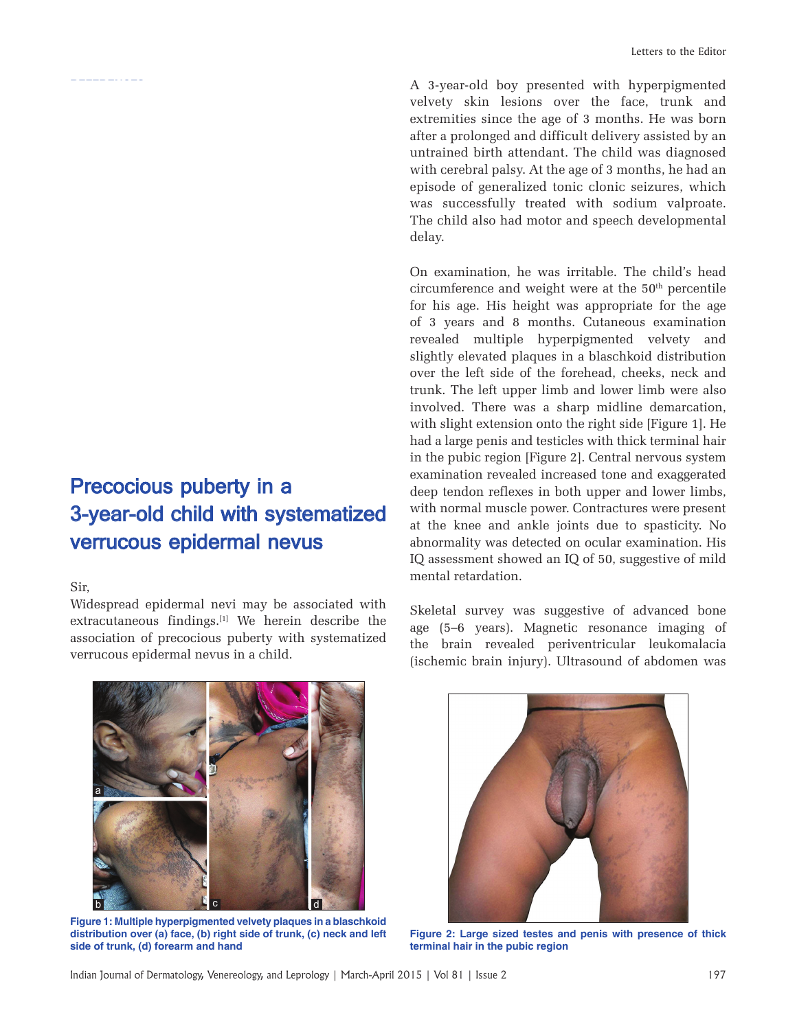# Precocious puberty in a 3-year-old child with systematized verrucous epidermal nevus

Sir,

Widespread epidermal nevi may be associated with extracutaneous findings.[1] We herein describe the association of precocious puberty with systematized verrucous epidermal nevus in a child.

A 3-year-old boy presented with hyperpigmented velvety skin lesions over the face, trunk and extremities since the age of 3 months. He was born after a prolonged and difficult delivery assisted by an untrained birth attendant. The child was diagnosed with cerebral palsy. At the age of 3 months, he had an episode of generalized tonic clonic seizures, which was successfully treated with sodium valproate. The child also had motor and speech developmental delay.

On examination, he was irritable. The child's head circumference and weight were at the 50th percentile for his age. His height was appropriate for the age of 3 years and 8 months. Cutaneous examination revealed multiple hyperpigmented velvety and slightly elevated plaques in a blaschkoid distribution over the left side of the forehead, cheeks, neck and trunk. The left upper limb and lower limb were also involved. There was a sharp midline demarcation, with slight extension onto the right side [Figure 1]. He had a large penis and testicles with thick terminal hair in the pubic region [Figure 2]. Central nervous system examination revealed increased tone and exaggerated deep tendon reflexes in both upper and lower limbs, with normal muscle power. Contractures were present at the knee and ankle joints due to spasticity. No abnormality was detected on ocular examination. His IQ assessment showed an IQ of 50, suggestive of mild mental retardation.

Skeletal survey was suggestive of advanced bone age (5–6 years). Magnetic resonance imaging of the brain revealed periventricular leukomalacia (ischemic brain injury). Ultrasound of abdomen was

**Figure 1: Multiple hyperpigmented velvety plaques in a blaschkoid distribution over (a) face, (b) right side of trunk, (c) neck and left side of trunk, (d) forearm and hand**

**Figure 2: Large sized testes and penis with presence of thick terminal hair in the pubic region**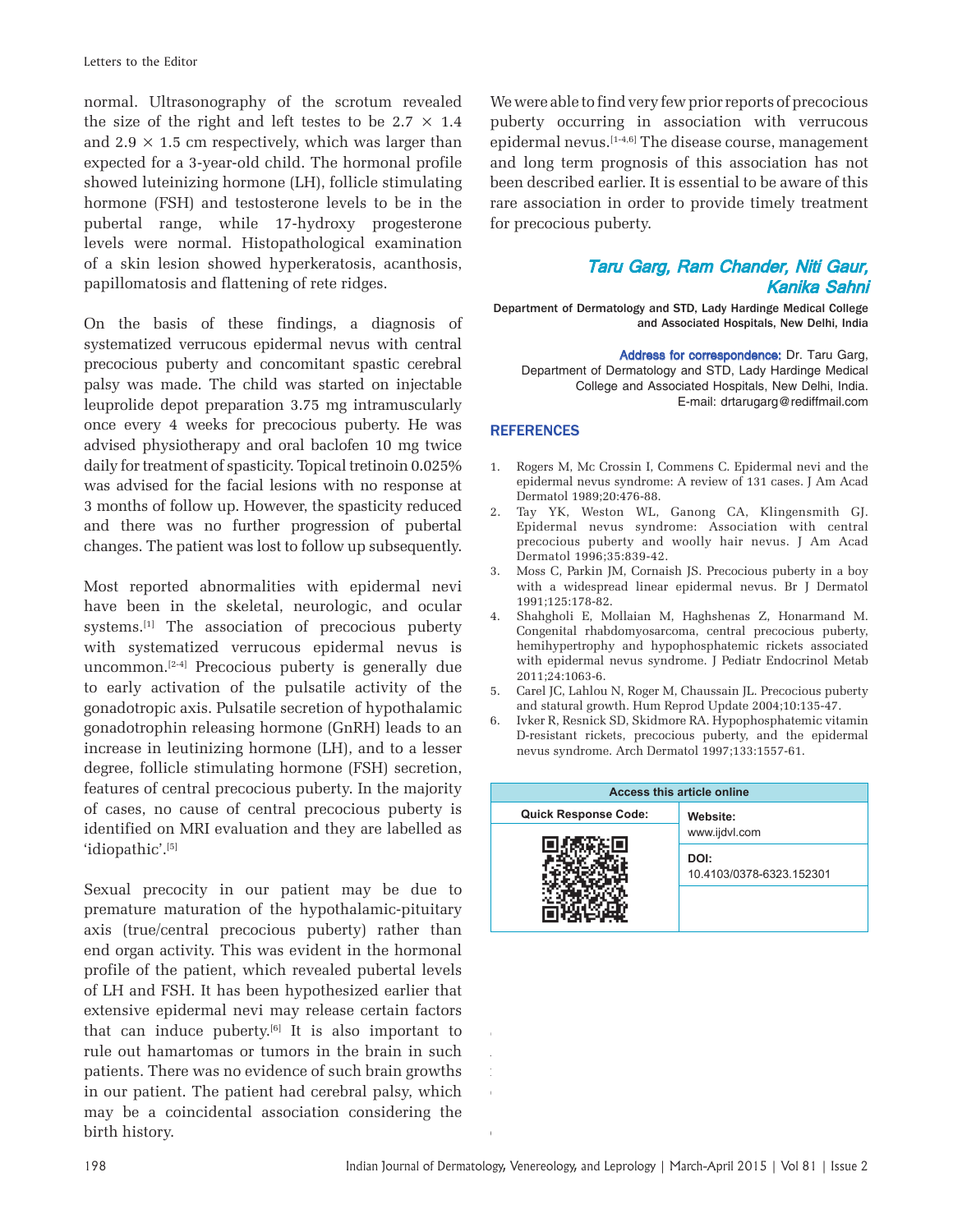normal. Ultrasonography of the scrotum revealed the size of the right and left testes to be 2.7 × 1.4 and 2.9 × 1.5 cm respectively, which was larger than expected for a 3-year-old child. The hormonal profile showed luteinizing hormone (LH), follicle stimulating hormone (FSH) and testosterone levels to be in the pubertal range, while 17-hydroxy progesterone levels were normal. Histopathological examination of a skin lesion showed hyperkeratosis, acanthosis, papillomatosis and flattening of rete ridges.

On the basis of these findings, a diagnosis of systematized verrucous epidermal nevus with central precocious puberty and concomitant spastic cerebral palsy was made. The child was started on injectable leuprolide depot preparation 3.75 mg intramuscularly once every 4 weeks for precocious puberty. He was advised physiotherapy and oral baclofen 10 mg twice daily for treatment of spasticity. Topical tretinoin 0.025% was advised for the facial lesions with no response at 3 months of follow up. However, the spasticity reduced and there was no further progression of pubertal changes. The patient was lost to follow up subsequently.

Most reported abnormalities with epidermal nevi have been in the skeletal, neurologic, and ocular systems.[1] The association of precocious puberty with systematized verrucous epidermal nevus is uncommon.[2-4] Precocious puberty is generally due to early activation of the pulsatile activity of the gonadotropic axis. Pulsatile secretion of hypothalamic gonadotrophin releasing hormone (GnRH) leads to an increase in leutinizing hormone (LH), and to a lesser degree, follicle stimulating hormone (FSH) secretion, features of central precocious puberty. In the majority of cases, no cause of central precocious puberty is identified on MRI evaluation and they are labelled as 'idiopathic'.[5]

Sexual precocity in our patient may be due to premature maturation of the hypothalamic-pituitary axis (true/central precocious puberty) rather than end organ activity. This was evident in the hormonal profile of the patient, which revealed pubertal levels of LH and FSH. It has been hypothesized earlier that extensive epidermal nevi may release certain factors that can induce puberty.[6] It is also important to rule out hamartomas or tumors in the brain in such patients. There was no evidence of such brain growths in our patient. The patient had cerebral palsy, which may be a coincidental association considering the birth history.

We were able to find very few prior reports of precocious puberty occurring in association with verrucous epidermal nevus.[1-4,6] The disease course, management and long term prognosis of this association has not been described earlier. It is essential to be aware of this rare association in order to provide timely treatment for precocious puberty.

***Taru Garg, Ram Chander, Niti Gaur, Kanika Sahni***

**Department of Dermatology and STD, Lady Hardinge Medical College and Associated Hospitals, New Delhi, India**

**Address for correspondence:** Dr. Taru Garg, Department of Dermatology and STD, Lady Hardinge Medical College and Associated Hospitals, New Delhi, India. E-mail: drtarugarg@rediffmail.com

## REFERENCES

1. Rogers M, Mc Crossin I, Commens C. Epidermal nevi and the epidermal nevus syndrome: A review of 131 cases. J Am Acad Dermatol 1989;20:476-88.
2. Tay YK, Weston WL, Ganong CA, Klingensmith GJ. Epidermal nevus syndrome: Association with central precocious puberty and woolly hair nevus. J Am Acad Dermatol 1996;35:839-42.
3. Moss C, Parkin JM, Cornaish JS. Precocious puberty in a boy with a widespread linear epidermal nevus. Br J Dermatol 1991;125:178-82.
4. Shahgholi E, Mollaian M, Haghshenas Z, Honarmand M. Congenital rhabdomyosarcoma, central precocious puberty, hemihypertrophy and hypophosphatemic rickets associated with epidermal nevus syndrome. J Pediatr Endocrinol Metab 2011;24:1063-6.
5. Carel JC, Lahlou N, Roger M, Chaussain JL. Precocious puberty and statural growth. Hum Reprod Update 2004;10:135-47.
6. Ivker R, Resnick SD, Skidmore RA. Hypophosphatemic vitamin D-resistant rickets, precocious puberty, and the epidermal nevus syndrome. Arch Dermatol 1997;133:1557-61.

| Access this article online | |
|---|---|
| Quick Response Code: | Website: www.ijdvl.com |
| | DOI: 10.4103/0378-6323.152301 |